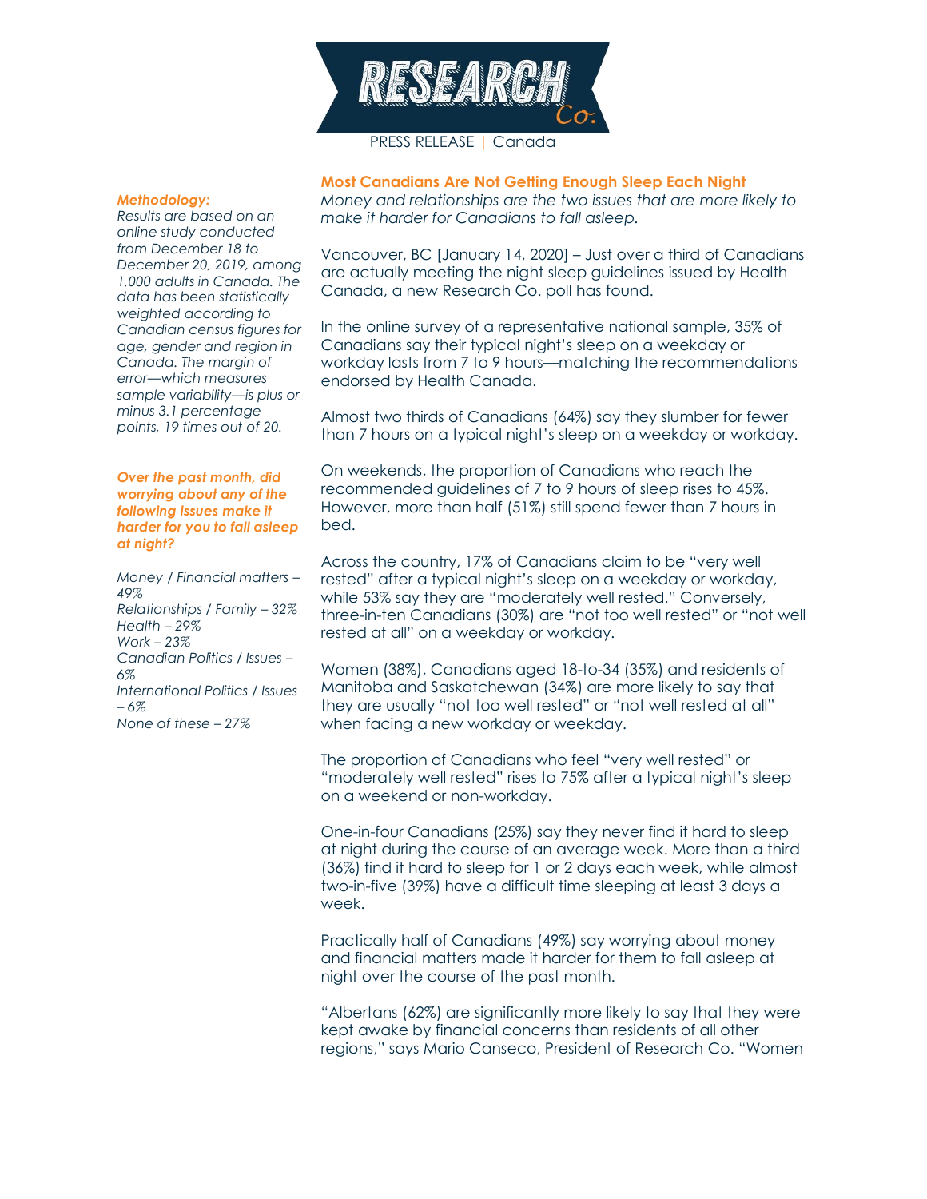PRESS RELEASE | Canada

## Most Canadians Are Not Getting Enough Sleep Each Night

*Money and relationships are the two issues that are more likely to make it harder for Canadians to fall asleep.*

Vancouver, BC [January 14, 2020] – Just over a third of Canadians are actually meeting the night sleep guidelines issued by Health Canada, a new Research Co. poll has found.

In the online survey of a representative national sample, 35% of Canadians say their typical night's sleep on a weekday or workday lasts from 7 to 9 hours—matching the recommendations endorsed by Health Canada.

Almost two thirds of Canadians (64%) say they slumber for fewer than 7 hours on a typical night's sleep on a weekday or workday.

On weekends, the proportion of Canadians who reach the recommended guidelines of 7 to 9 hours of sleep rises to 45%. However, more than half (51%) still spend fewer than 7 hours in bed.

Across the country, 17% of Canadians claim to be "very well rested" after a typical night's sleep on a weekday or workday, while 53% say they are "moderately well rested." Conversely, three-in-ten Canadians (30%) are "not too well rested" or "not well rested at all" on a weekday or workday.

Women (38%), Canadians aged 18-to-34 (35%) and residents of Manitoba and Saskatchewan (34%) are more likely to say that they are usually "not too well rested" or "not well rested at all" when facing a new workday or weekday.

The proportion of Canadians who feel "very well rested" or "moderately well rested" rises to 75% after a typical night's sleep on a weekend or non-workday.

One-in-four Canadians (25%) say they never find it hard to sleep at night during the course of an average week. More than a third (36%) find it hard to sleep for 1 or 2 days each week, while almost two-in-five (39%) have a difficult time sleeping at least 3 days a week.

Practically half of Canadians (49%) say worrying about money and financial matters made it harder for them to fall asleep at night over the course of the past month.

"Albertans (62%) are significantly more likely to say that they were kept awake by financial concerns than residents of all other regions," says Mario Canseco, President of Research Co. "Women

***Methodology:***

*Results are based on an online study conducted from December 18 to December 20, 2019, among 1,000 adults in Canada. The data has been statistically weighted according to Canadian census figures for age, gender and region in Canada. The margin of error—which measures sample variability—is plus or minus 3.1 percentage points, 19 times out of 20.*

***Over the past month, did worrying about any of the following issues make it harder for you to fall asleep at night?***

*Money / Financial matters – 49%*
*Relationships / Family – 32%*
*Health – 29%*
*Work – 23%*
*Canadian Politics / Issues – 6%*
*International Politics / Issues – 6%*
*None of these – 27%*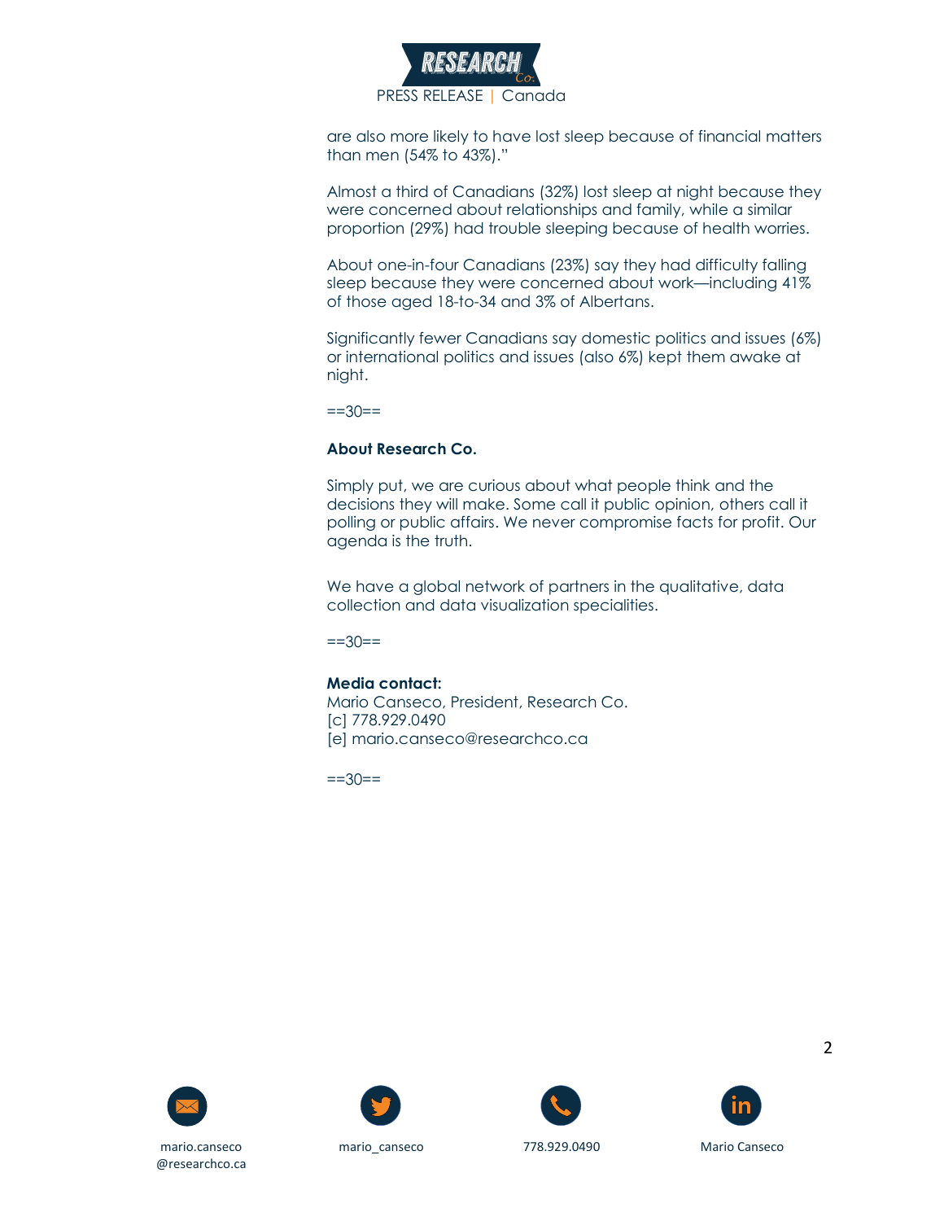are also more likely to have lost sleep because of financial matters than men (54% to 43%)."

Almost a third of Canadians (32%) lost sleep at night because they were concerned about relationships and family, while a similar proportion (29%) had trouble sleeping because of health worries.

About one-in-four Canadians (23%) say they had difficulty falling sleep because they were concerned about work—including 41% of those aged 18-to-34 and 3% of Albertans.

Significantly fewer Canadians say domestic politics and issues (6%) or international politics and issues (also 6%) kept them awake at night.

==30==

**About Research Co.**

Simply put, we are curious about what people think and the decisions they will make. Some call it public opinion, others call it polling or public affairs. We never compromise facts for profit. Our agenda is the truth.

We have a global network of partners in the qualitative, data collection and data visualization specialities.

==30==

**Media contact:**
Mario Canseco, President, Research Co.
[c] 778.929.0490
[e] mario.canseco@researchco.ca

==30==

mario.canseco@researchco.ca    mario_canseco    778.929.0490    Mario Canseco